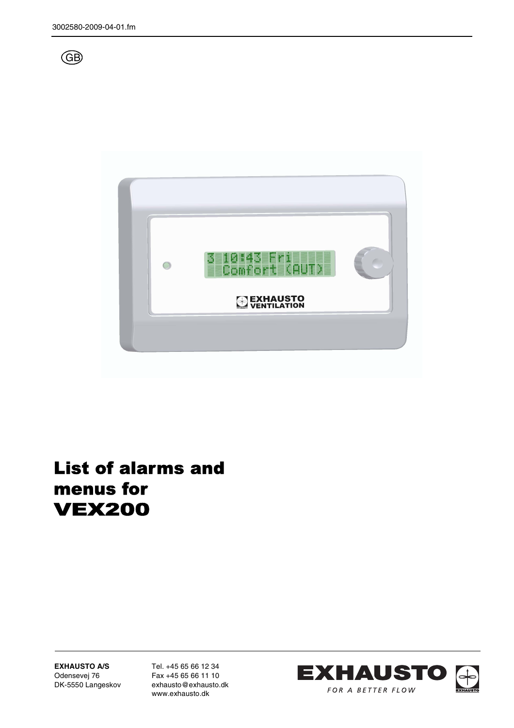3002580-2009-04-01.fm

GB

# List of alarms and menus for VEX200

**EXHAUSTO A/S**
Odensevej 76
DK-5550 Langeskov

Tel. +45 65 66 12 34
Fax +45 65 66 11 10
exhausto@exhausto.dk
www.exhausto.dk

EXHAUSTO
FOR A BETTER FLOW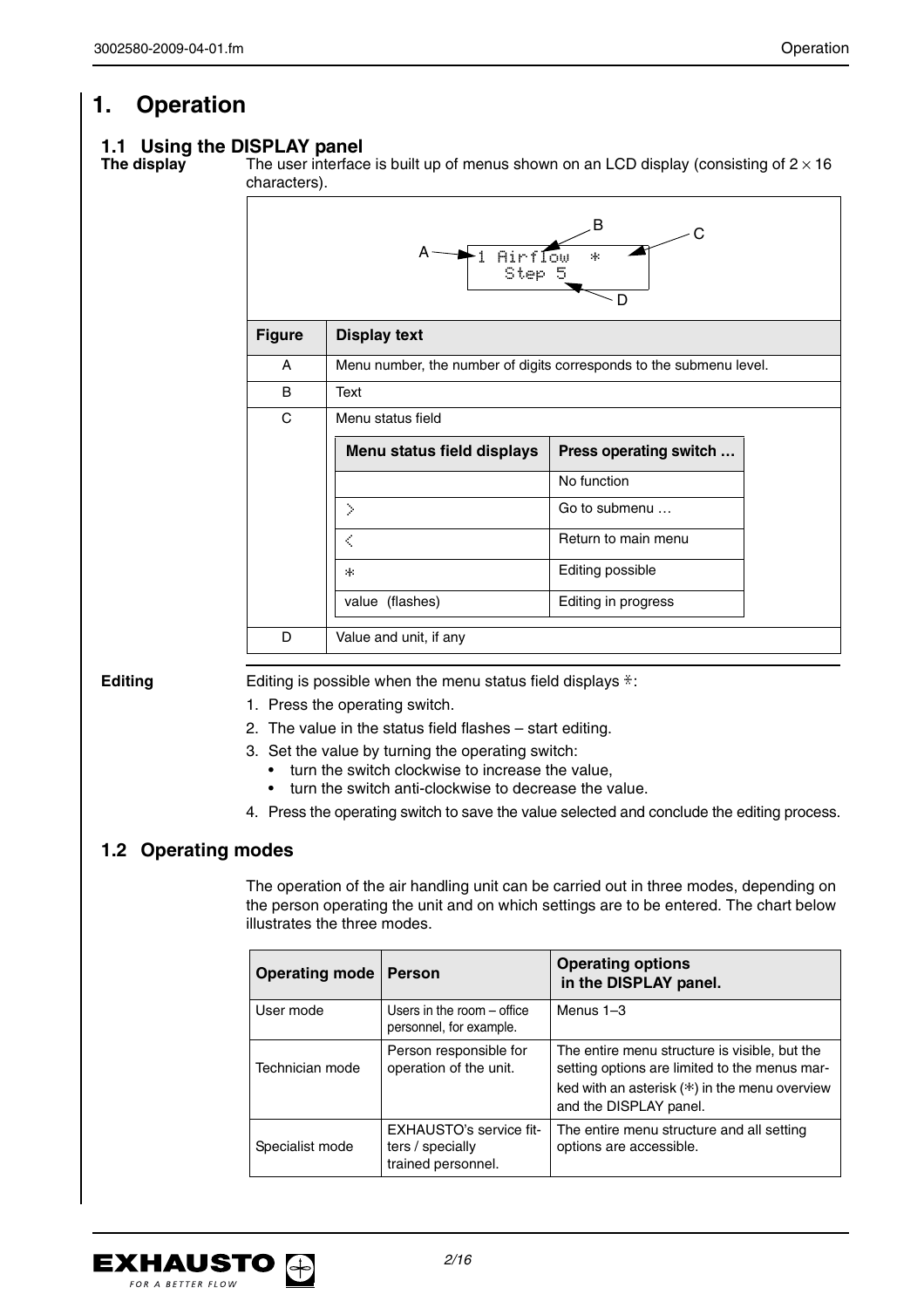# 1. Operation

## 1.1 Using the DISPLAY panel

**The display**

The user interface is built up of menus shown on an LCD display (consisting of 2 × 16 characters).

```
A → 1 Airflow  *   ← C
       Step 5
(B: Text, D: Value and unit)
```

| Figure | Display text |
|---|---|
| A | Menu number, the number of digits corresponds to the submenu level. |
| B | Text |
| C | Menu status field |
| D | Value and unit, if any |

Menu status field (C):

| Menu status field displays | Press operating switch … |
|---|---|
| | No function |
| > | Go to submenu … |
| < | Return to main menu |
| * | Editing possible |
| value (flashes) | Editing in progress |

**Editing**

Editing is possible when the menu status field displays *:

1. Press the operating switch.
2. The value in the status field flashes – start editing.
3. Set the value by turning the operating switch:
   - turn the switch clockwise to increase the value,
   - turn the switch anti-clockwise to decrease the value.
4. Press the operating switch to save the value selected and conclude the editing process.

## 1.2 Operating modes

The operation of the air handling unit can be carried out in three modes, depending on the person operating the unit and on which settings are to be entered. The chart below illustrates the three modes.

| Operating mode | Person | Operating options in the DISPLAY panel. |
|---|---|---|
| User mode | Users in the room – office personnel, for example. | Menus 1–3 |
| Technician mode | Person responsible for operation of the unit. | The entire menu structure is visible, but the setting options are limited to the menus marked with an asterisk (*) in the menu overview and the DISPLAY panel. |
| Specialist mode | EXHAUSTO's service fitters / specially trained personnel. | The entire menu structure and all setting options are accessible. |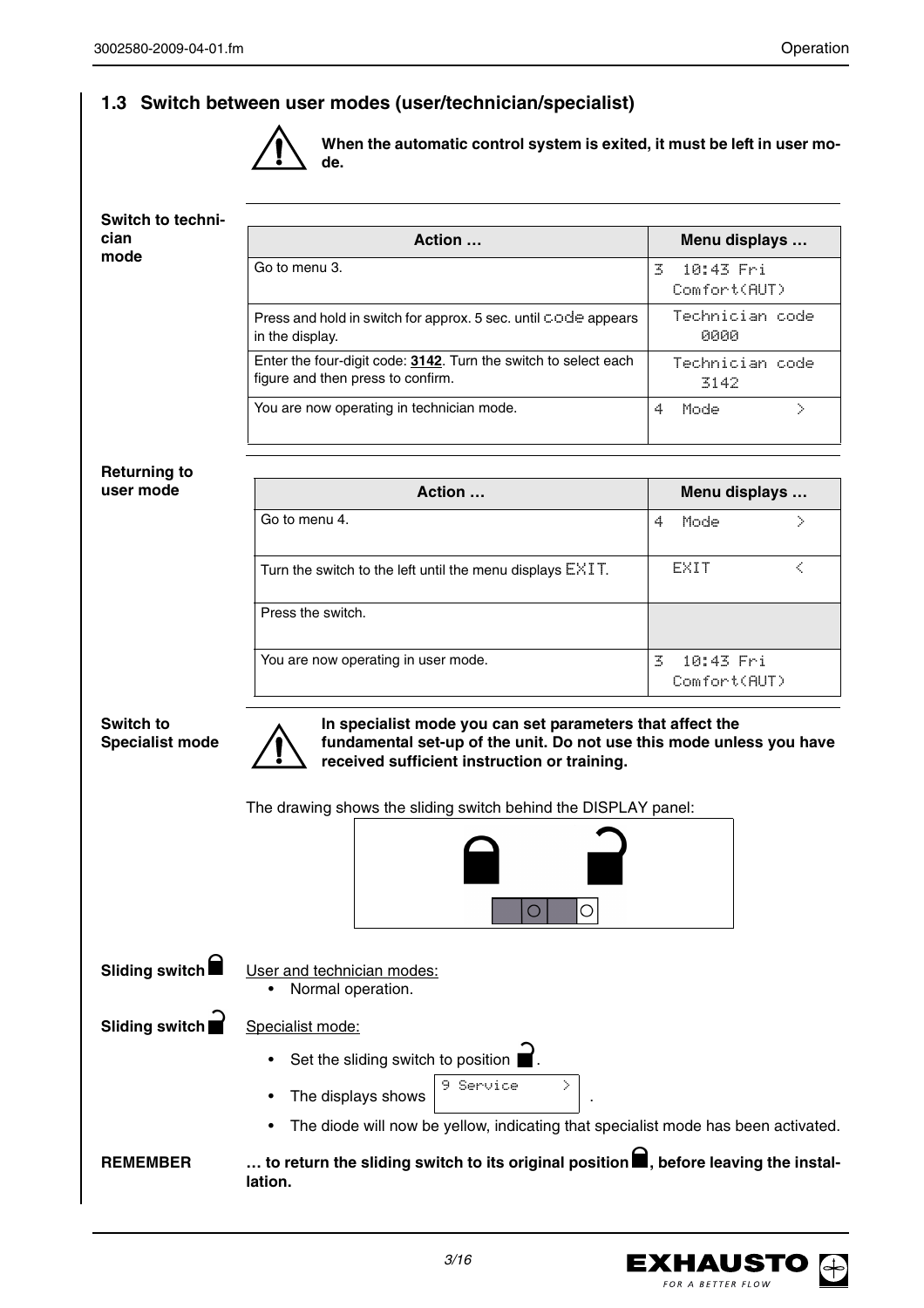## 1.3 Switch between user modes (user/technician/specialist)

**When the automatic control system is exited, it must be left in user mode.**

**Switch to technician mode**

| Action … | Menu displays … |
|---|---|
| Go to menu 3. | 3 10:43 Fri Comfort(AUT) |
| Press and hold in switch for approx. 5 sec. until code appears in the display. | Technician code 0000 |
| Enter the four-digit code: **3142**. Turn the switch to select each figure and then press to confirm. | Technician code 3142 |
| You are now operating in technician mode. | 4 Mode > |

**Returning to user mode**

| Action … | Menu displays … |
|---|---|
| Go to menu 4. | 4 Mode > |
| Turn the switch to the left until the menu displays EXIT. | EXIT < |
| Press the switch. | |
| You are now operating in user mode. | 3 10:43 Fri Comfort(AUT) |

**Switch to Specialist mode**

**In specialist mode you can set parameters that affect the fundamental set-up of the unit. Do not use this mode unless you have received sufficient instruction or training.**

The drawing shows the sliding switch behind the DISPLAY panel:

**Sliding switch** (locked)

User and technician modes:
- Normal operation.

**Sliding switch** (unlocked)

Specialist mode:
- Set the sliding switch to position (unlocked).
- The displays shows 9 Service > .
- The diode will now be yellow, indicating that specialist mode has been activated.

**REMEMBER** **… to return the sliding switch to its original position (locked), before leaving the installation.**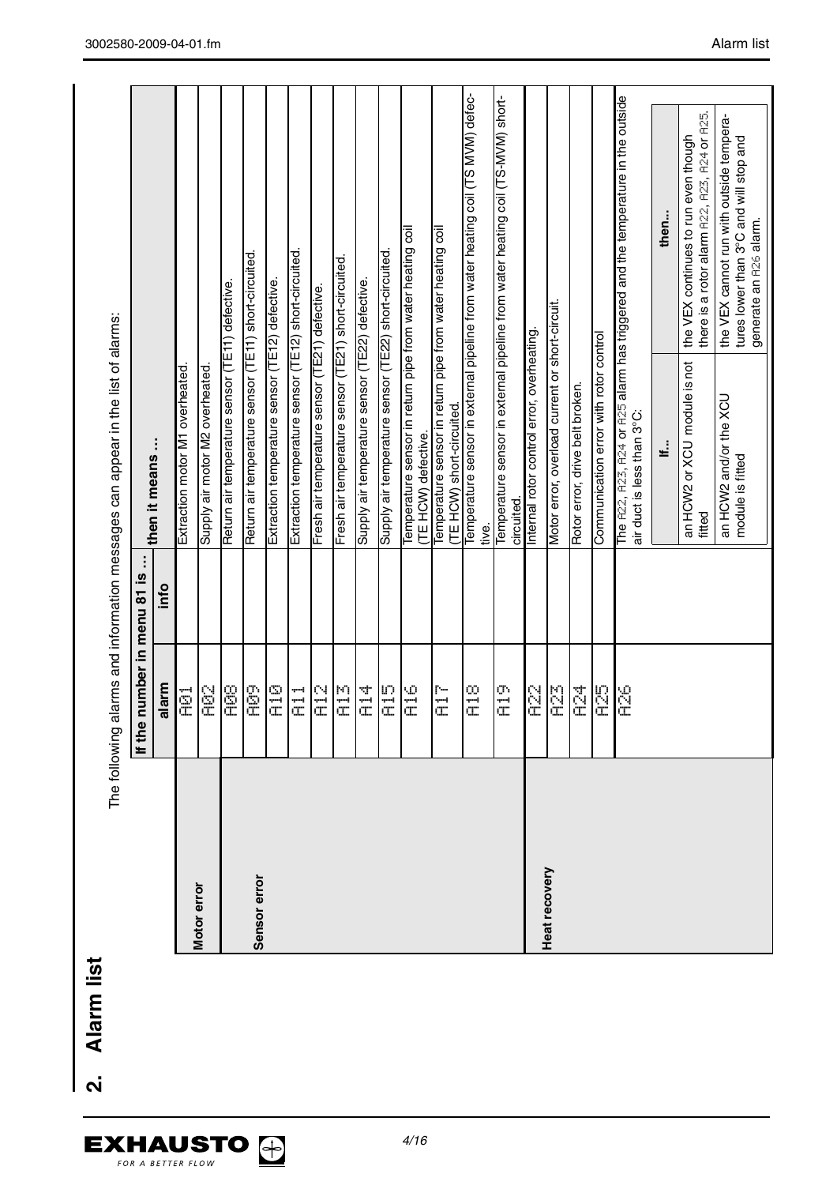## 2. Alarm list

The following alarms and information messages can appear in the list of alarms:

| | If the number in menu 81 is ... | | then it means ... |
|---|---|---|---|
| | alarm | info | |
| Motor error | A01 | | Extraction motor M1 overheated. |
| | A02 | | Supply air motor M2 overheated. |
| Sensor error | A08 | | Return air temperature sensor (TE11) defective. |
| | A09 | | Return air temperature sensor (TE11) short-circuited. |
| | A10 | | Extraction temperature sensor (TE12) defective. |
| | A11 | | Extraction temperature sensor (TE12) short-circuited. |
| | A12 | | Fresh air temperature sensor (TE21) defective. |
| | A13 | | Fresh air temperature sensor (TE21) short-circuited. |
| | A14 | | Supply air temperature sensor (TE22) defective. |
| | A15 | | Supply air temperature sensor (TE22) short-circuited. |
| | A16 | | Temperature sensor in return pipe from water heating coil (TE HCW) defective. |
| | A17 | | Temperature sensor in return pipe from water heating coil (TE HCW) short-circuited. |
| | A18 | | Temperature sensor in external pipeline from water heating coil (TS MVM) defective. |
| | A19 | | Temperature sensor in external pipeline from water heating coil (TS-MVM) short-circuited. |
| Heat recovery | A22 | | Internal rotor control error, overheating. |
| | A23 | | Motor error, overload current or short-circuit. |
| | A24 | | Rotor error, drive belt broken. |
| | A25 | | Communication error with rotor control |
| | A26 | | The A22, A23, A24 or A25 alarm has triggered and the temperature in the outside air duct is less than 3°C: |

| If... | then... |
|---|---|
| an HCW2 or XCU module is not fitted | the VEX continues to run even though there is a rotor alarm A22, A23, A24 or A25. |
| an HCW2 and/or the XCU module is fitted | the VEX cannot run with outside temperatures lower than 3°C and will stop and generate an A26 alarm. |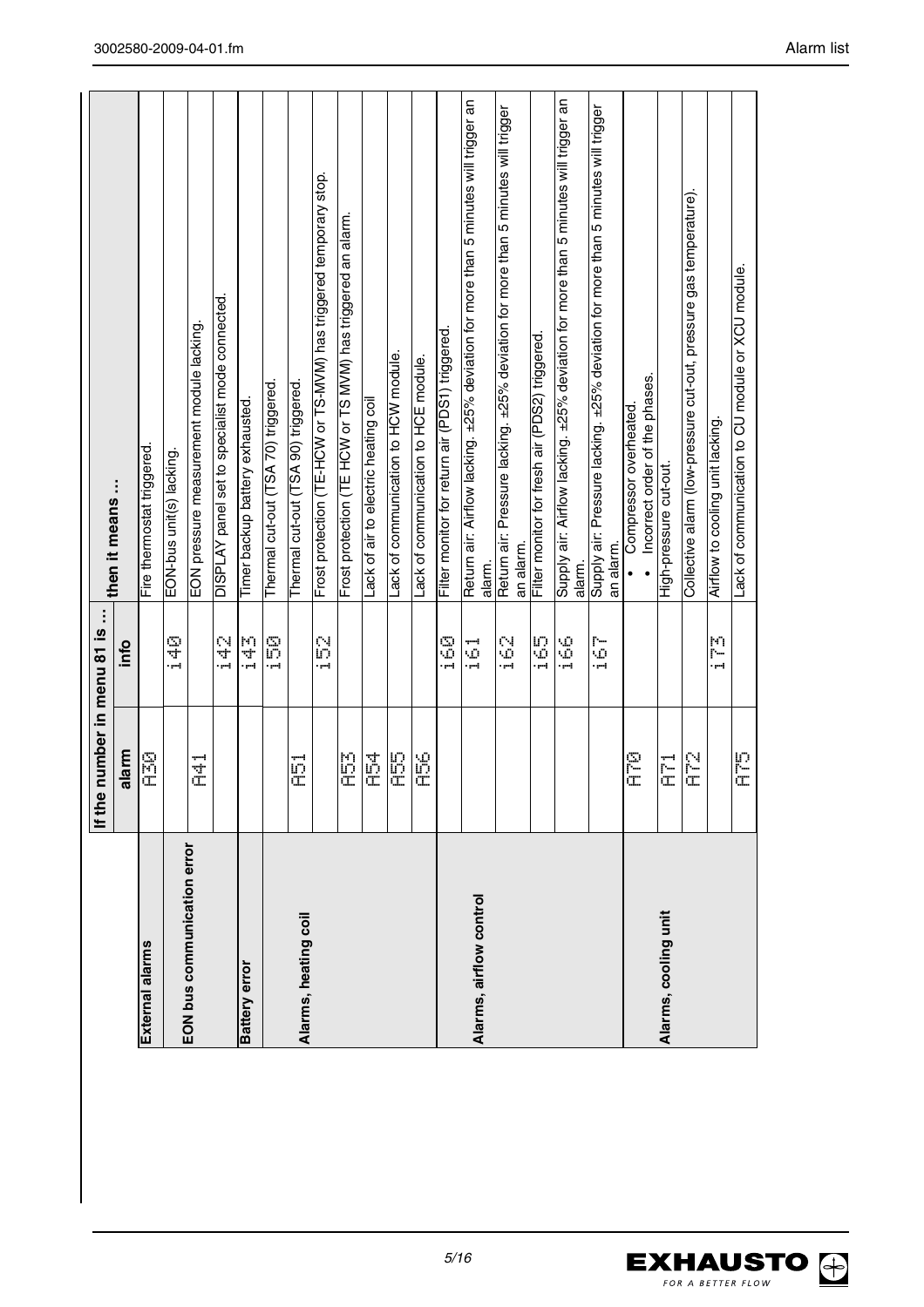| | If the number in menu 81 is ... | | then it means ... |
|---|---|---|---|
| | alarm | info | |
| External alarms | A30 | | Fire thermostat triggered. |
| EON bus communication error | | i40 | EON-bus unit(s) lacking. |
| | A41 | | EON pressure measurement module lacking. |
| | | i42 | DISPLAY panel set to specialist mode connected. |
| Battery error | | i43 | Timer backup battery exhausted. |
| Alarms, heating coil | | i50 | Thermal cut-out (TSA 70) triggered. |
| | A51 | | Thermal cut-out (TSA 90) triggered. |
| | | i52 | Frost protection (TE-HCW or TS-MVM) has triggered temporary stop. |
| | A53 | | Frost protection (TE HCW or TS MVM) has triggered an alarm. |
| | A54 | | Lack of air to electric heating coil |
| | A55 | | Lack of communication to HCW module. |
| | A56 | | Lack of communication to HCE module. |
| Alarms, airflow control | | i60 | Filter monitor for return air (PDS1) triggered. |
| | | i61 | Return air: Airflow lacking. ±25% deviation for more than 5 minutes will trigger an alarm. |
| | | i62 | Return air: Pressure lacking. ±25% deviation for more than 5 minutes will trigger an alarm. |
| | | i65 | Filter monitor for fresh air (PDS2) triggered. |
| | | i66 | Supply air: Airflow lacking. ±25% deviation for more than 5 minutes will trigger an alarm. |
| | | i67 | Supply air: Pressure lacking. ±25% deviation for more than 5 minutes will trigger an alarm. |
| Alarms, cooling unit | A70 | | • Compressor overheated. • Incorrect order of the phases. |
| | A71 | | High-pressure cut-out. |
| | A72 | | Collective alarm (low-pressure cut-out, pressure gas temperature). |
| | | i73 | Airflow to cooling unit lacking. |
| | A75 | | Lack of communication to CU module or XCU module. |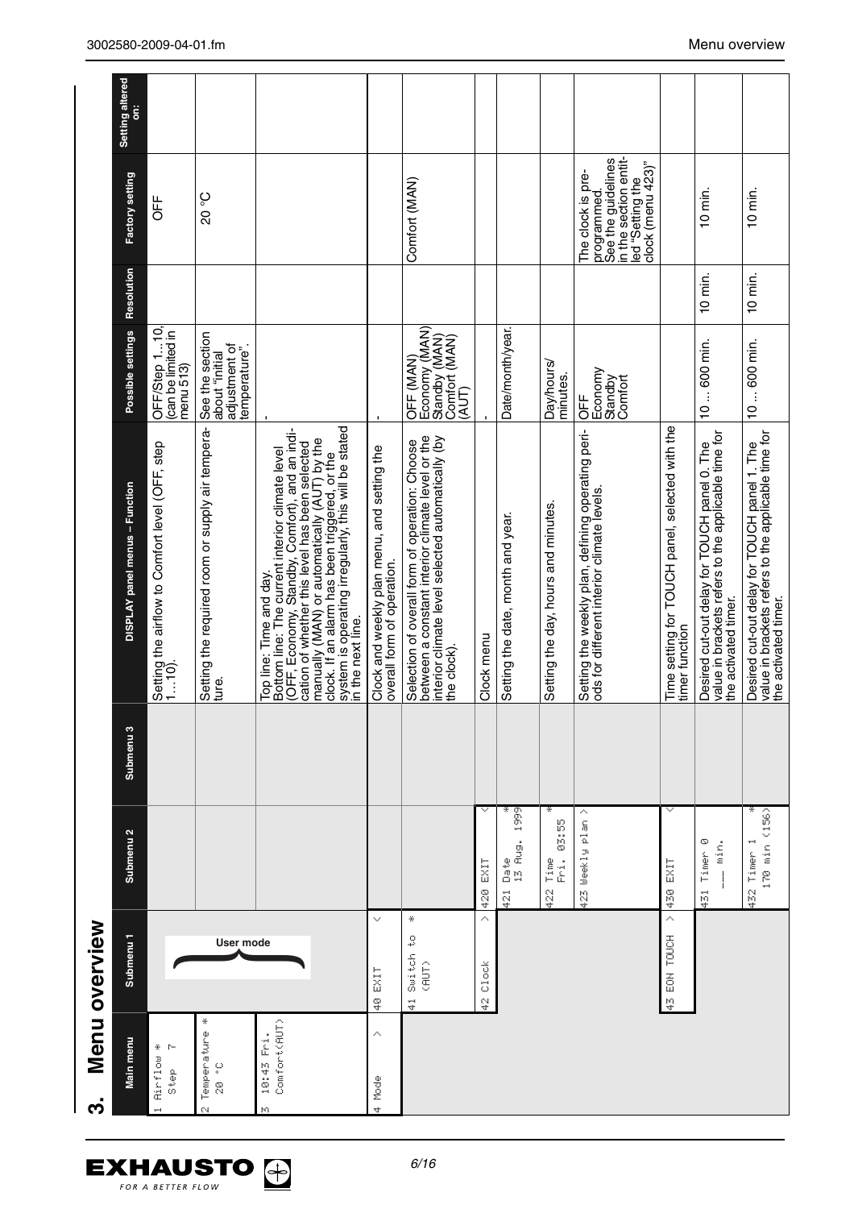## 3. Menu overview

| Main menu | Submenu 1 | Submenu 2 | Submenu 3 | DISPLAY panel menus – Function | Possible settings | Resolution | Factory setting | Setting altered on: |
|---|---|---|---|---|---|---|---|---|
| 1 Airflow * Step 7 | User mode | | | Setting the airflow to Comfort level (OFF, step 1…10). | OFF/Step 1…10, (can be limited in menu 513) | | OFF | |
| 2 Temperature * 20 °C | | | | Setting the required room or supply air temperature. | See the section about "Initial adjustment of temperature". | | 20 °C | |
| 3 10:43 Fri. Comfort(AUT) | | | | Top line: Time and day. Bottom line: The current interior climate level (OFF, Economy, Standby, Comfort), and an indication of whether this level has been selected manually (MAN) or automatically (AUT) by the clock. If an alarm has been triggered, or the system is operating irregularly, this will be stated in the next line. | - | | | |
| 4 Mode > | 40 EXIT < | | | Clock and weekly plan menu, and setting the overall form of operation. | - | | | |
| | 41 Switch to * (AUT) | | | Selection of overall form of operation: Choose between a constant interior climate level or the interior climate level selected automatically (by the clock). | OFF (MAN) Economy (MAN) Standby (MAN) Comfort (MAN) (AUT) | | Comfort (MAN) | |
| | 42 Clock > | 420 EXIT < | | Clock menu | - | | | |
| | | 421 Date * 13 Aug. 1999 | | Setting the date, month and year. | Date/month/year. | | | |
| | | 422 Time * Fri. 03:55 | | Setting the day, hours and minutes. | Day/hours/ minutes. | | | |
| | | 423 Weekly plan > | | Setting the weekly plan, defining operating periods for different interior climate levels. | OFF Economy Standby Comfort | | The clock is pre-programmed. See the guidelines in the section entitled "Setting the clock (menu 423)" | |
| | 43 EON TOUCH > | 430 EXIT < | | Time setting for TOUCH panel, selected with the timer function | | | | |
| | | 431 Timer 0 ___ min. | | Desired cut-out delay for TOUCH panel 0. The value in brackets refers to the applicable time for the activated timer. | 10 ... 600 min. | 10 min. | 10 min. | |
| | | 432 Timer 1 * 170 min (156) | | Desired cut-out delay for TOUCH panel 1. The value in brackets refers to the applicable time for the activated timer. | 10 ... 600 min. | 10 min. | 10 min. | |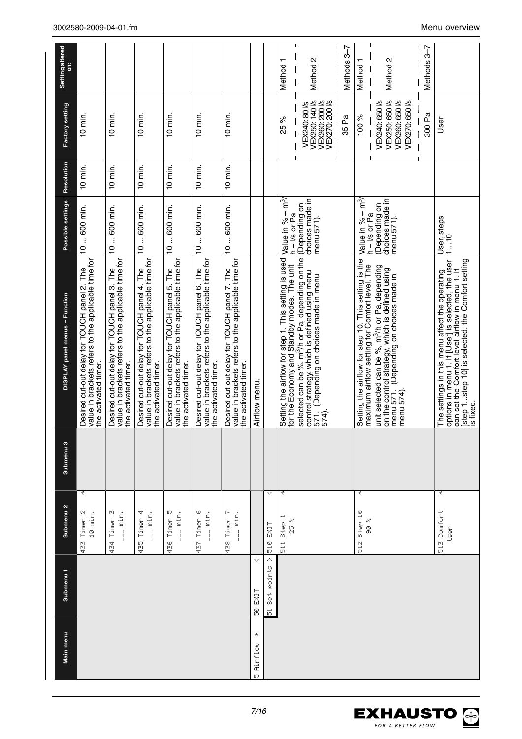| Main menu | Submenu 1 | Submenu 2 | Submenu 3 | DISPLAY panel menus – Function | Possible settings | Resolution | Factory setting | Setting altered on: |
|---|---|---|---|---|---|---|---|---|
| | | 433 Timer 2 * 10 min. | | Desired cut-out delay for TOUCH panel 2. The value in brackets refers to the applicable time for the activated timer. | 10 ... 600 min. | 10 min. | 10 min. | |
| | | 434 Timer 3 ___ min. | | Desired cut-out delay for TOUCH panel 3. The value in brackets refers to the applicable time for the activated timer. | 10 ... 600 min. | 10 min. | 10 min. | |
| | | 435 Timer 4 ___ min. | | Desired cut-out delay for TOUCH panel 4. The value in brackets refers to the applicable time for the activated timer. | 10 ... 600 min. | 10 min. | 10 min. | |
| | | 436 Timer 5 ___ min. | | Desired cut-out delay for TOUCH panel 5. The value in brackets refers to the applicable time for the activated timer. | 10 ... 600 min. | 10 min. | 10 min. | |
| | | 437 Timer 6 ___ min. | | Desired cut-out delay for TOUCH panel 6. The value in brackets refers to the applicable time for the activated timer. | 10 ... 600 min. | 10 min. | 10 min. | |
| | | 438 Timer 7 ___ min. | | Desired cut-out delay for TOUCH panel 7. The value in brackets refers to the applicable time for the activated timer. | 10 ... 600 min. | 10 min. | 10 min. | |
| 5 Airflow * | 50 EXIT < | | | Airflow menu. | | | | |
| | 51 Set points > | 510 EXIT < | | | | | | |
| | | 511 Step 1 * 25 % | | Setting the airflow for step 1. This setting is used for the Economy and Standby modes. The unit selected can be %, $m^3/h$ or Pa, depending on the control strategy, which is defined using menu 571. (Depending on choices made in menu 574). | Value in % – $m^3/h$ – l/s or Pa (Depending on choices made in menu 571). | | 25 % | Method 1 |
| | | | | | | | VEX240: 80 l/s<br>VEX250: 140 l/s<br>VEX260: 200 l/s<br>VEX270: 200 l/s | Method 2 |
| | | | | | | | 35 Pa | Methods 3–7 |
| | | 512 Step 10 * 90 % | | Setting the airflow for step 10. This setting is the maximum airflow setting for Comfort level. The unit selected can be %, $m^3/h$ or Pa, depending on the control strategy, which is defined using menu 571. (Depending on choices made in menu 574). | Value in % – $m^3/h$ – l/s or Pa (Depending on choices made in menu 571). | | 100 % | Method 1 |
| | | | | | | | VEX240: 650 l/s<br>VEX250: 650 l/s<br>VEX260: 650 l/s<br>VEX270: 650 l/s | Method 2 |
| | | | | | | | 300 Pa | Methods 3–7 |
| | | 513 Comfort * User | | The settings in this menu affect the operating options in menu 1. If [User] is selected, the user can set the Comfort level airflow in menu 1. If [step 1...step 10] is selected, the Comfort setting is fixed. | User, steps 1...10 | | User | |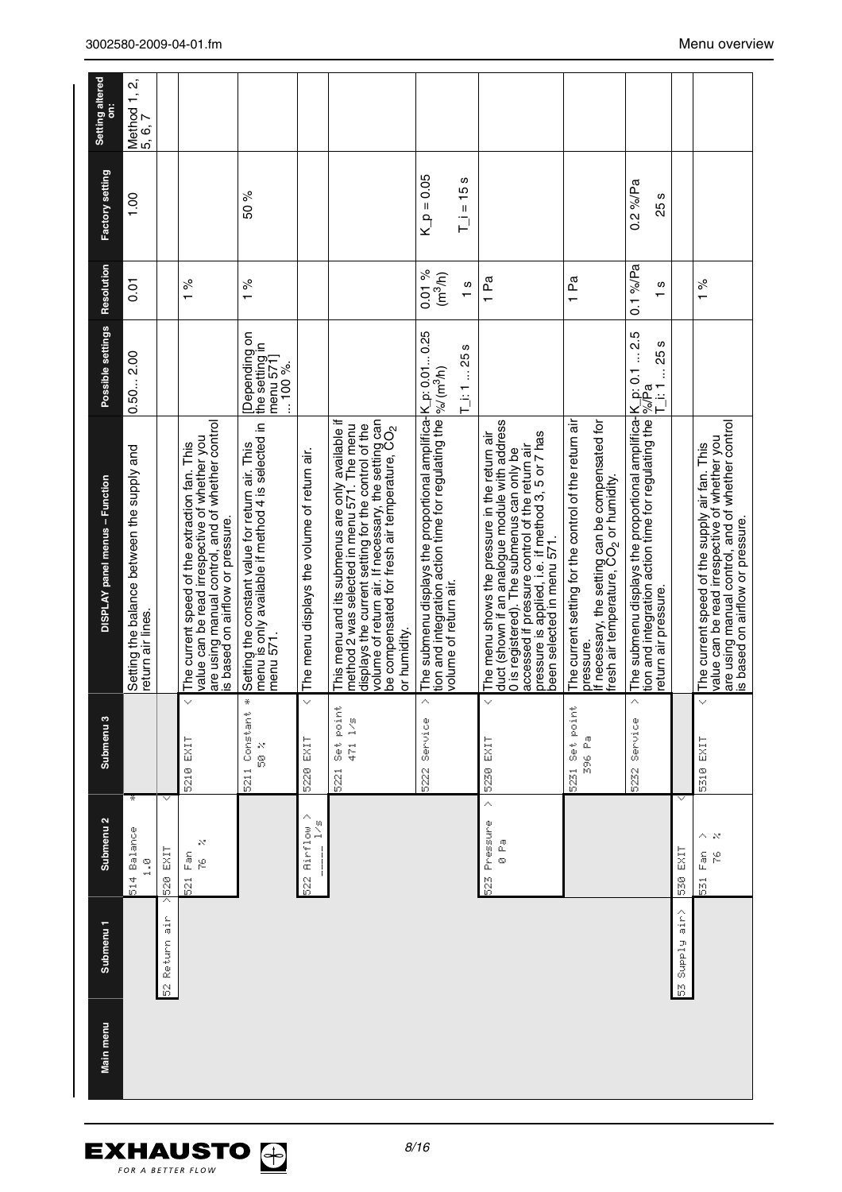| Main menu | Submenu 1 | Submenu 2 | Submenu 3 | DISPLAY panel menus – Function | Possible settings | Resolution | Factory setting | Setting altered on: |
|---|---|---|---|---|---|---|---|---|
| | | 514 Balance * 1.0 | | Setting the balance between the supply and return air lines. | 0.50... 2.00 | 0.01 | 1.00 | Method 1, 2, 5, 6, 7 |
| | 52 Return air > | 520 EXIT < | | | | | | |
| | | 521 Fan 76 % | 5210 EXIT < | The current speed of the extraction fan. This value can be read irrespective of whether you are using manual control, and of whether control is based on airflow or pressure. | | 1 % | | |
| | | | 5211 Constant * 50 % | Setting the constant value for return air. This menu is only available if method 4 is selected in menu 571. | [Depending on the setting in menu 571] ... 100 %. | 1 % | 50 % | |
| | | 522 Airflow > ____ l/s | 5220 EXIT < | The menu displays the volume of return air. | | | | |
| | | | 5221 Set point 471 l/s | This menu and its submenus are only available if method 2 was selected in menu 571. The menu displays the current setting for the control of the volume of return air. If necessary, the setting can be compensated for fresh air temperature, $CO_2$ or humidity. | | | | |
| | | | 5222 Service > | The submenu displays the proportional amplification and integration action time for regulating the volume of return air. | K_p: 0.01... 0.25 %/($m^3$/h)<br>T_i: 1 ... 25 s | 0.01 % ($m^3$/h)<br>1 s | K_p = 0.05<br>T_i = 15 s | |
| | | 523 Pressure > 0 Pa | 5230 EXIT < | The menu shows the pressure in the return air duct (shown if an analogue module with address 0 is registered). The submenus can only be accessed if pressure control of the return air pressure is applied, i.e. if method 3, 5 or 7 has been selected in menu 571. | | 1 Pa | | |
| | | | 5231 Set point 396 Pa | The current setting for the control of the return air pressure. If necessary, the setting can be compensated for fresh air temperature, $CO_2$ or humidity. | | 1 Pa | | |
| | | | 5232 Service > | The submenu displays the proportional amplification and integration action time for regulating the return air pressure. | K_p: 0.1 ... 2.5 %/Pa<br>T_i: 1 ... 25 s | 0.1 %/Pa<br>1 s | 0.2 %/Pa<br>25 s | |
| | 53 Supply air > | 530 EXIT < | | | | | | |
| | | 531 Fan > 76 % | 5310 EXIT < | The current speed of the supply air fan. This value can be read irrespective of whether you are using manual control, and of whether control is based on airflow or pressure. | | 1 % | | |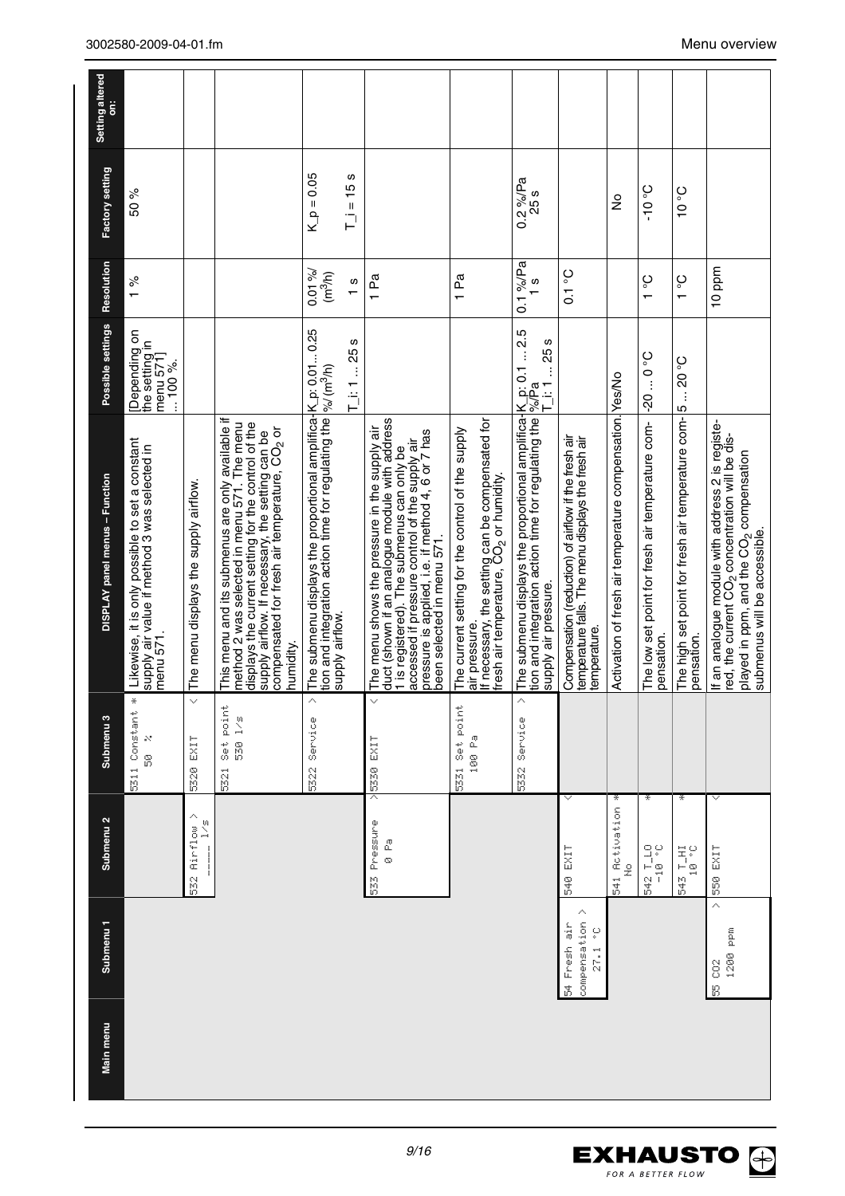| Main menu | Submenu 1 | Submenu 2 | Submenu 3 | DISPLAY panel menus – Function | Possible settings | Resolution | Factory setting | Setting altered on: |
|---|---|---|---|---|---|---|---|---|
| | | | 5311 Constant * 50 % | Likewise, it is only possible to set a constant supply air value if method 3 was selected in menu 571. | [Depending on the setting in menu 571] ... 100 %. | 1 % | 50 % | |
| | | 532 Airflow > ____ l/s | 5320 EXIT < | The menu displays the supply airflow. | | | | |
| | | | 5321 Set point 530 l/s | This menu and its submenus are only available if method 2 was selected in menu 571. The menu displays the current setting for the control of the supply airflow. If necessary, the setting can be compensated for fresh air temperature, $CO_2$ or humidity. | | | | |
| | | | 5322 Service > | The submenu displays the proportional amplification and integration action time for regulating the supply airflow. | K_p: 0.01... 0.25 %/($m^3$/h)<br>T_i: 1 ... 25 s | 0.01 %/($m^3$/h)<br>1 s | K_p = 0.05<br>T_i = 15 s | |
| | | 533 Pressure > 0 Pa | 5330 EXIT < | The menu shows the pressure in the supply air duct (shown if an analogue module with address 1 is registered). The submenus can only be accessed if pressure control of the supply air pressure is applied, i.e. if method 4, 6 or 7 has been selected in menu 571. | | | | |
| | | | 5331 Set point 100 Pa | The current setting for the control of the supply air pressure. If necessary, the setting can be compensated for fresh air temperature, $CO_2$ or humidity. | | 1 Pa | | |
| | | | 5332 Service > | The submenu displays the proportional amplification and integration action time for regulating the supply air pressure. | K_p: 0.1 ... 2.5 %/Pa<br>T_i: 1 ... 25 s | 0.1 %/Pa<br>1 s | 0.2 %/Pa<br>25 s | |
| | 54 Fresh air compensation > 27.1 °C | 540 EXIT < | | Compensation (reduction) of airflow if the fresh air temperature falls. The menu displays the fresh air temperature. | | 0.1 °C | | |
| | | 541 Activation * No | | Activation of fresh air temperature compensation. | Yes/No | | No | |
| | | 542 T_LO * -10 °C | | The low set point for fresh air temperature compensation. | -20 ... 0 °C | 1 °C | -10 °C | |
| | | 543 T_HI * 10 °C | | The high set point for fresh air temperature compensation. | 5 ... 20 °C | 1 °C | 10 °C | |
| | 55 CO2 > 1200 ppm | 550 EXIT < | | If an analogue module with address 2 is registered, the current $CO_2$ concentration will be displayed in ppm, and the $CO_2$ compensation submenus will be accessible. | | 10 ppm | | |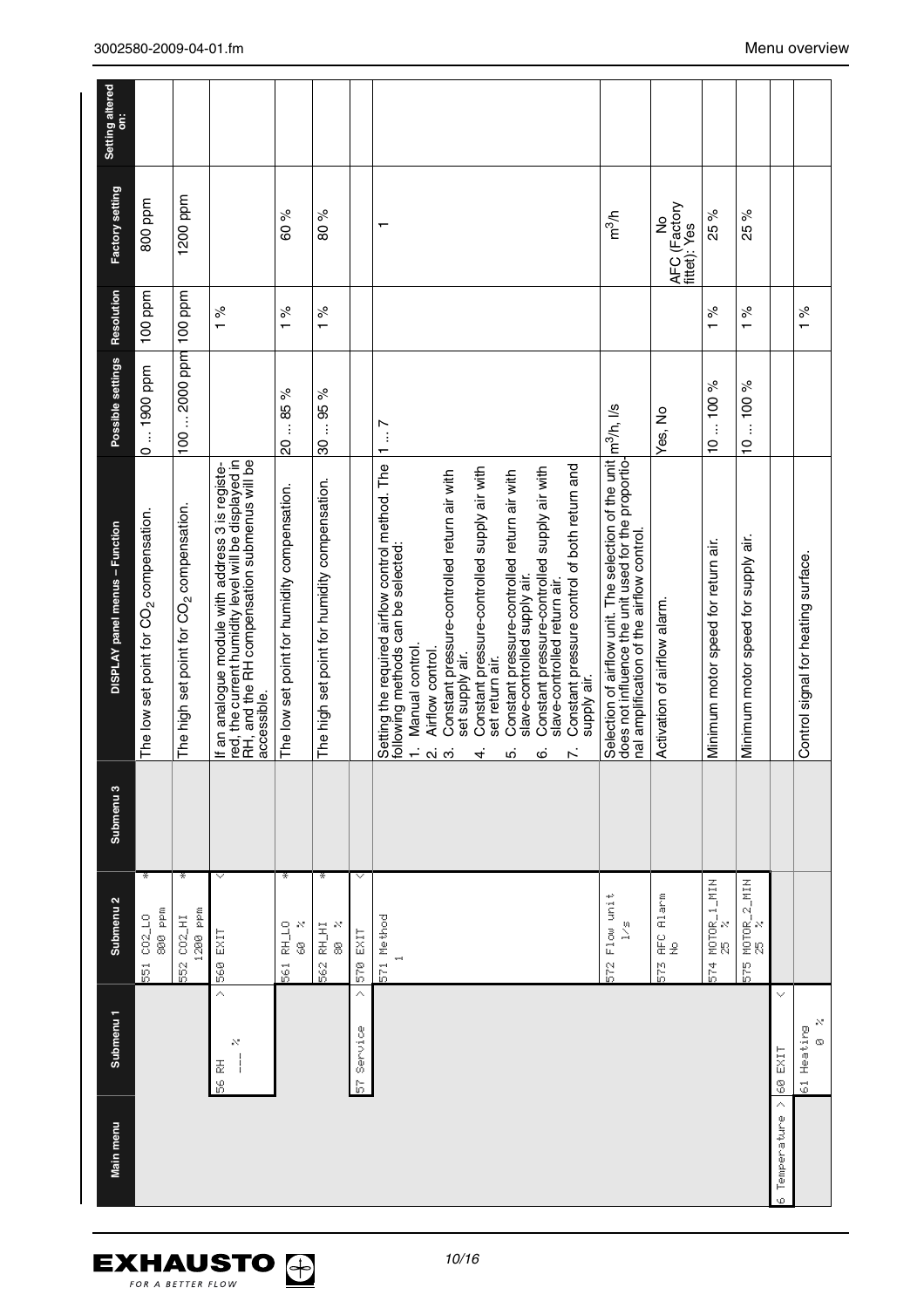| Main menu | Submenu 1 | Submenu 2 | Submenu 3 | DISPLAY panel menus – Function | Possible settings | Resolution | Factory setting | Setting altered on: |
|---|---|---|---|---|---|---|---|---|
| | | 551 CO2_LO 800 ppm * | | The low set point for $CO_2$ compensation. | 0 ... 1900 ppm | 100 ppm | 800 ppm | |
| | | 552 CO2_HI 1200 ppm * | | The high set point for $CO_2$ compensation. | 100 ... 2000 ppm | 100 ppm | 1200 ppm | |
| | 56 RH > ---% | 560 EXIT < | | If an analogue module with address 3 is registered, the current humidity level will be displayed in RH, and the RH compensation submenus will be accessible. | | 1 % | | |
| | | 561 RH_LO 60 % * | | The low set point for humidity compensation. | 20 ... 85 % | 1 % | 60 % | |
| | | 562 RH_HI 80 % * | | The high set point for humidity compensation. | 30 ... 95 % | 1 % | 80 % | |
| | 57 Service > | 570 EXIT < | | | | | | |
| | | 571 Method 1 | | Setting the required airflow control method. The following methods can be selected:<br>1. Manual control.<br>2. Airflow control.<br>3. Constant pressure-controlled return air with set supply air.<br>4. Constant pressure-controlled supply air with set return air.<br>5. Constant pressure-controlled return air with slave-controlled supply air.<br>6. Constant pressure-controlled supply air with slave-controlled return air.<br>7. Constant pressure control of both return and supply air. | 1 ... 7 | | 1 | |
| | | 572 Flow unit l/s | | Selection of airflow unit. The selection of the unit does not influence the unit used for the proportional amplification of the airflow control. | $m^3$/h, l/s | | $m^3$/h | |
| | | 573 AFC Alarm No | | Activation of airflow alarm. | Yes, No | | No AFC (Factory fitted): Yes | |
| | | 574 MOTOR_1_MIN 25 % | | Minimum motor speed for return air. | 10 ... 100 % | 1 % | 25 % | |
| | | 575 MOTOR_2_MIN 25 % | | Minimum motor speed for supply air. | 10 ... 100 % | 1 % | 25 % | |
| 6 Temperature > | 60 EXIT < | | | | | | | |
| | 61 Heating 0 % | | | Control signal for heating surface. | | 1 % | | |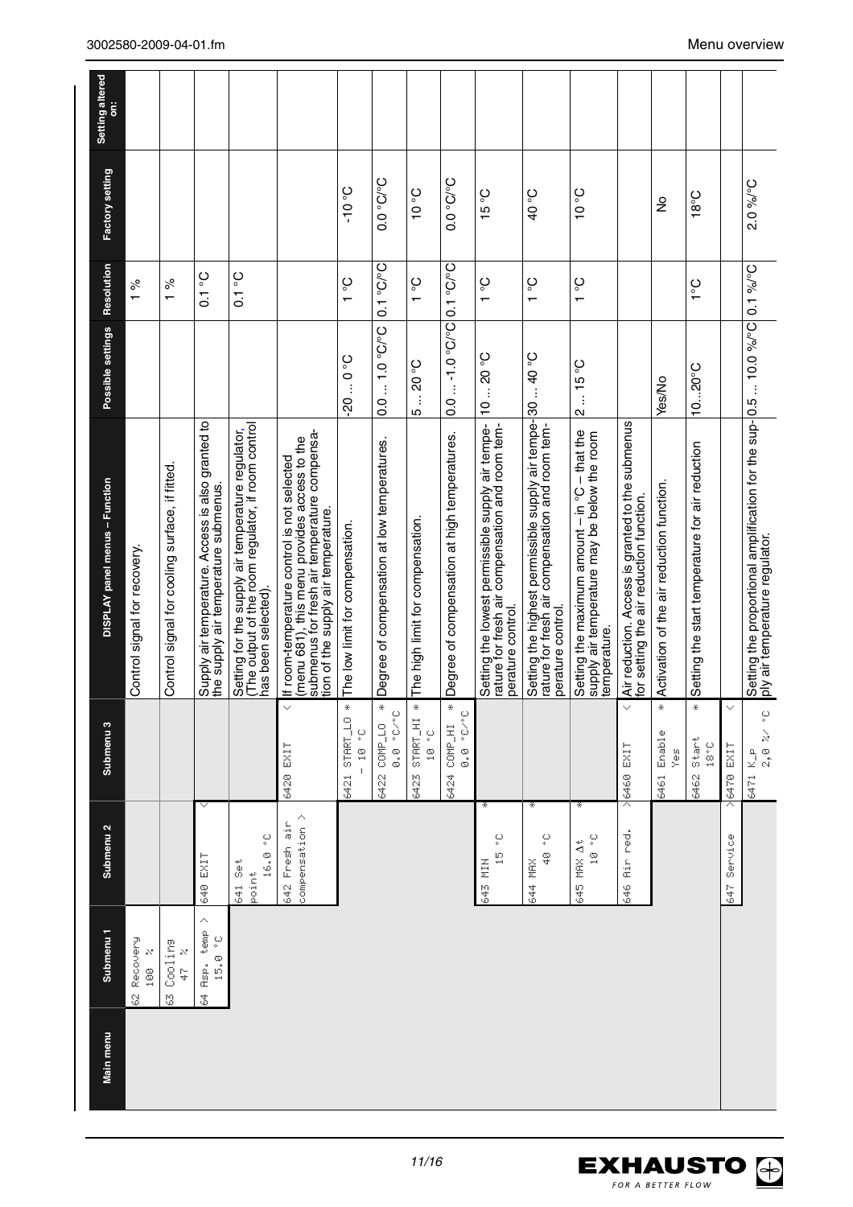| Main menu | Submenu 1 | Submenu 2 | Submenu 3 | DISPLAY panel menus – Function | Possible settings | Resolution | Factory setting | Setting altered on: |
|---|---|---|---|---|---|---|---|---|
| | 62 Recovery 100 % | | | Control signal for recovery. | | 1 % | | |
| | 63 Cooling 47 % | | | Control signal for cooling surface, if fitted. | | 1 % | | |
| | 64 Asp. temp > 15.0 °C | 640 EXIT < | | Supply air temperature. Access is also granted to the supply air temperature submenus. | | 0.1 °C | | |
| | | 641 Set point 16.0 °C | | Setting for the supply air temperature regulator. (The output of the room regulator, if room control has been selected). | | 0.1 °C | | |
| | | 642 Fresh air compensation > | 6420 EXIT < | If room-temperature control is not selected (menu 681), this menu provides access to the submenus for fresh air temperature compensation of the supply air temperature. | | | | |
| | | | 6421 START_LO * - 10 °C | The low limit for compensation. | -20 ... 0 °C | 1 °C | -10 °C | |
| | | | 6422 COMP_LO * 0.0 °C/°C | Degree of compensation at low temperatures. | 0.0 ... 1.0 °C/°C | 0.1 °C/°C | 0.0 °C/°C | |
| | | | 6423 START_HI * 10 °C | The high limit for compensation. | 5 ... 20 °C | 1 °C | 10 °C | |
| | | | 6424 COMP_HI * 0.0 °C/°C | Degree of compensation at high temperatures. | 0.0 ... -1.0 °C/°C | 0.1 °C/°C | 0.0 °C/°C | |
| | | 643 MIN * 15 °C | | Setting the lowest permissible supply air temperature for fresh air compensation and room temperature control. | 10 ... 20 °C | 1 °C | 15 °C | |
| | | 644 MAX * 40 °C | | Setting the highest permissible supply air temperature for fresh air compensation and room temperature control. | 30 ... 40 °C | 1 °C | 40 °C | |
| | | 645 MAX Δt * 10 °C | | Setting the maximum amount – in °C – that the supply air temperature may be below the room temperature. | 2 ... 15 °C | 1 °C | 10 °C | |
| | | 646 Air red. > | 6460 EXIT < | Air reduction. Access is granted to the submenus for setting the air reduction function. | | | | |
| | | | 6461 Enable * Yes | Activation of the air reduction function. | Yes/No | | No | |
| | | | 6462 Start * 18°C | Setting the start temperature for air reduction | 10...20°C | 1°C | 18°C | |
| | | 647 Service > | 6470 EXIT < | | | | | |
| | | | 6471 K_P 2,0 %/°C | Setting the proportional amplification for the supply air temperature regulator. | 0.5 ... 10.0 %/°C | 0.1 %/°C | 2.0 %/°C | |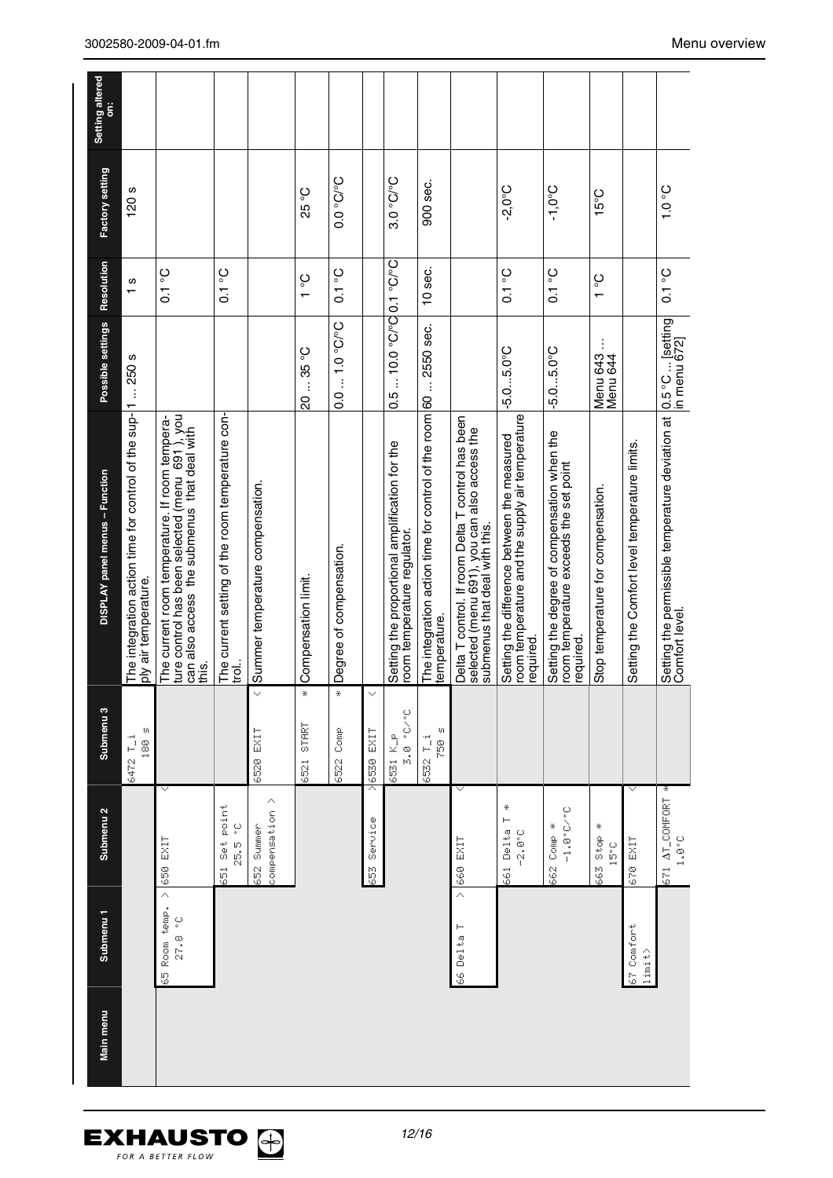| Main menu | Submenu 1 | Submenu 2 | Submenu 3 | DISPLAY panel menus – Function | Possible settings | Resolution | Factory setting | Setting altered on: |
|---|---|---|---|---|---|---|---|---|
| | | | 6472 T_i 180 s | The integration action time for control of the supply air temperature. | 1 ... 250 s | 1 s | 120 s | |
| | 65 Room temp. > 27.8 °C | 650 EXIT < | | The current room temperature. If room temperature control has been selected (menu 691), you can also access the submenus that deal with this. | | 0.1 °C | | |
| | | 651 Set point 25.5 °C | | The current setting of the room temperature control.. | | 0.1 °C | | |
| | | 652 Summer compensation > | 6520 EXIT < | Summer temperature compensation. | | | | |
| | | | 6521 START * | Compensation limit. | 20 ... 35 °C | 1 °C | 25 °C | |
| | | | 6522 Comp * | Degree of compensation. | 0.0 ... 1.0 °C/°C | 0.1 °C | 0.0 °C/°C | |
| | | 653 Service > | 6530 EXIT < | | | | | |
| | | | 6531 K_p 3.0 °C/°C | Setting the proportional amplification for the room temperature regulator. | 0.5 ... 10.0 °C/°C | 0.1 °C/°C | 3.0 °C/°C | |
| | | | 6532 T_i 750 s | The integration action time for control of the room temperature. | 60 ... 2550 sec. | 10 sec. | 900 sec. | |
| | 66 Delta T > | 660 EXIT < | | Delta T control. If room Delta T control has been selected (menu 691), you can also access the submenus that deal with this. | | | | |
| | | 661 Delta T * -2.0°C | | Setting the difference between the measured room temperature and the supply air temperature required. | -5.0...5.0°C | 0.1 °C | -2,0°C | |
| | | 662 Comp * -1.0°C/°C | | Setting the degree of compensation when the room temperature exceeds the set point required. | -5.0...5.0°C | 0.1 °C | -1,0°C | |
| | | 663 Stop * 15°C | | Stop temperature for compensation. | Menu 643 ... Menu 644 | 1 °C | 15°C | |
| | 67 Comfort limit> | 670 EXIT < | | Setting the Comfort level temperature limits. | | | | |
| | | 671 ΔT_COMFORT * 1.0°C | | Setting the permissible temperature deviation at Comfort level. | 0.5 °C ... [setting in menu 672] | 0.1 °C | 1.0 °C | |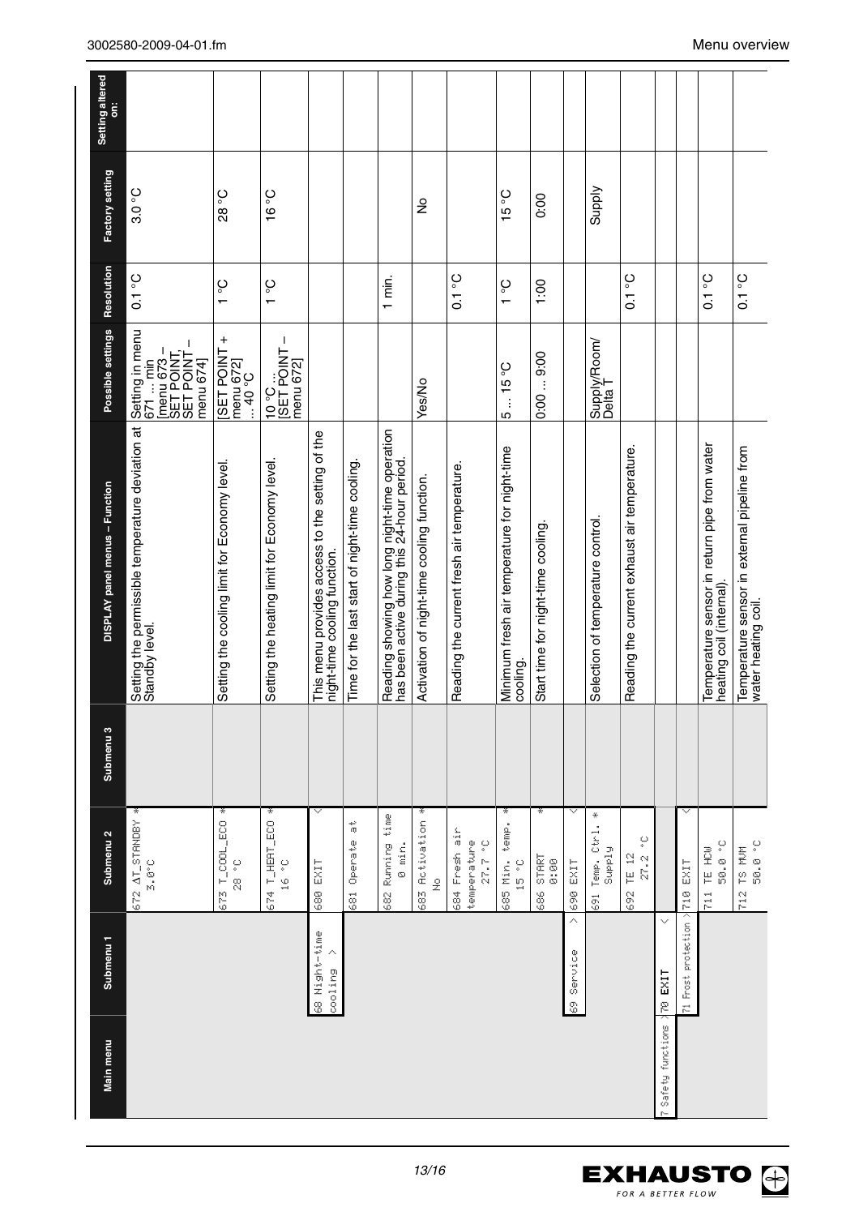| Main menu | Submenu 1 | Submenu 2 | Submenu 3 | DISPLAY panel menus – Function | Possible settings | Resolution | Factory setting | Setting altered on: |
|---|---|---|---|---|---|---|---|---|
| | | 672 ΔT_STANDBY * 3.0°C | | Setting the permissible temperature deviation at Standby level. | Setting in menu 671 ... min [menu 673 – SET POINT, SET POINT – menu 674] | 0.1 °C | 3.0 °C | |
| | | 673 T_COOL_ECO * 28 °C | | Setting the cooling limit for Economy level. | [SET POINT + menu 672] ... 40 °C | 1 °C | 28 °C | |
| | | 674 T_HEAT_ECO * 16 °C | | Setting the heating limit for Economy level. | 10 °C ... [SET POINT – menu 672] | 1 °C | 16 °C | |
| | 68 Night-time cooling > | 680 EXIT < | | This menu provides access to the setting of the night-time cooling function. | | | | |
| | | 681 Operate at | | Time for the last start of night-time cooling. | | | | |
| | | 682 Running time 0 min. | | Reading showing how long night-time operation has been active during this 24-hour period. | | 1 min. | | |
| | | 683 Activation * No | | Activation of night-time cooling function. | Yes/No | | No | |
| | | 684 Fresh air temperature 27.7 °C | | Reading the current fresh air temperature. | | 0.1 °C | | |
| | | 685 Min. temp. * 15 °C | | Minimum fresh air temperature for night-time cooling. | 5 ... 15 °C | 1 °C | 15 °C | |
| | | 686 START * 0:00 | | Start time for night-time cooling. | 0:00 ... 9:00 | 1:00 | 0:00 | |
| | 69 Service > | 690 EXIT < | | | | | | |
| | | 691 Temp. Ctrl. * Supply | | Selection of temperature control. | Supply/Room/ Delta T | | Supply | |
| | | 692 TE 12 27.2 °C | | Reading the current exhaust air temperature. | | 0.1 °C | | |
| 7 Safety functions > | 70 EXIT < | | | | | | | |
| | 71 Frost protection > | 710 EXIT < | | | | | | |
| | | 711 TE HCW 50.0 °C | | Temperature sensor in return pipe from water heating coil (internal). | | 0.1 °C | | |
| | | 712 TS MVM 50.0 °C | | Temperature sensor in external pipeline from water heating coil. | | 0.1 °C | | |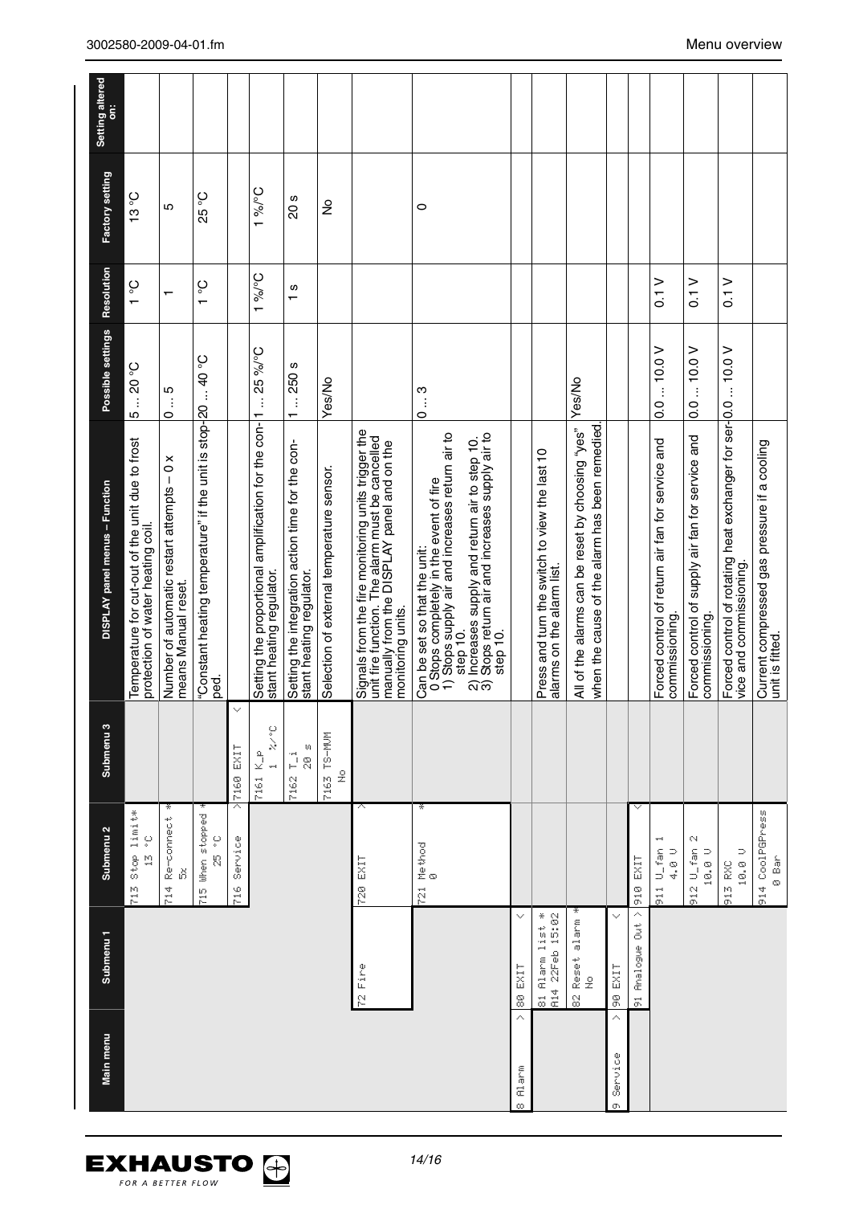| Main menu | Submenu 1 | Submenu 2 | Submenu 3 | DISPLAY panel menus – Function | Possible settings | Resolution | Factory setting | Setting altered on: |
|---|---|---|---|---|---|---|---|---|
| | | 713 Stop limit* 13 °C | | Temperature for cut-out of the unit due to frost protection of water heating coil. | 5 ... 20 °C | 1 °C | 13 °C | |
| | | 714 Re-connect * 5x | | Number of automatic restart attempts – 0 x means Manual reset. | 0 ... 5 | 1 | 5 | |
| | | 715 When stopped * 25 °C | | "Constant heating temperature" if the unit is stopped. | 20 ... 40 °C | 1 °C | 25 °C | |
| | | 716 Service > | 7160 EXIT < | | | | | |
| | | | 7161 K_p 1 %/°C | Setting the proportional amplification for the constant heating regulator. | 1 ... 25 %/°C | 1 %/°C | 1 %/°C | |
| | | | 7162 T_i 20 s | Setting the integration action time for the constant heating regulator. | 1 ... 250 s | 1 s | 20 s | |
| | | | 7163 TS-MUM No | Selection of external temperature sensor. | Yes/No | | No | |
| | 72 Fire | 720 EXIT < | | Signals from the fire monitoring units trigger the unit fire function. The alarm must be cancelled manually from the DISPLAY panel and on the monitoring units. | | | | |
| | | 721 Method * 0 | | Can be set so that the unit:<br>0 Stops completely in the event of fire<br>1) Stops supply air and increases return air to step 10.<br>2) Increases supply and return air to step 10.<br>3) Stops return air and increases supply air to step 10. | 0 ... 3 | | 0 | |
| 8 Alarm > | 80 EXIT < | | | | | | | |
| | 81 Alarm list * A14 22Feb 15:02 | | | Press and turn the switch to view the last 10 alarms on the alarm list. | | | | |
| | 82 Reset alarm * No | | | All of the alarms can be reset by choosing "yes" when the cause of the alarm has been remedied. | Yes/No | | | |
| 9 Service > | 90 EXIT < | | | | | | | |
| | 91 Analogue Out > | 910 EXIT < | | | | | | |
| | | 911 U_fan 1 4.0 U | | Forced control of return air fan for service and commissioning. | 0.0 ... 10.0 V | 0.1 V | | |
| | | 912 U_fan 2 10.0 U | | Forced control of supply air fan for service and commissioning. | 0.0 ... 10.0 V | 0.1 V | | |
| | | 913 RXC 10.0 U | | Forced control of rotating heat exchanger for service and commissioning. | 0.0 ... 10.0 V | 0.1 V | | |
| | | 914 CoolPGPress 0 Bar | | Current compressed gas pressure if a cooling unit is fitted. | | | | |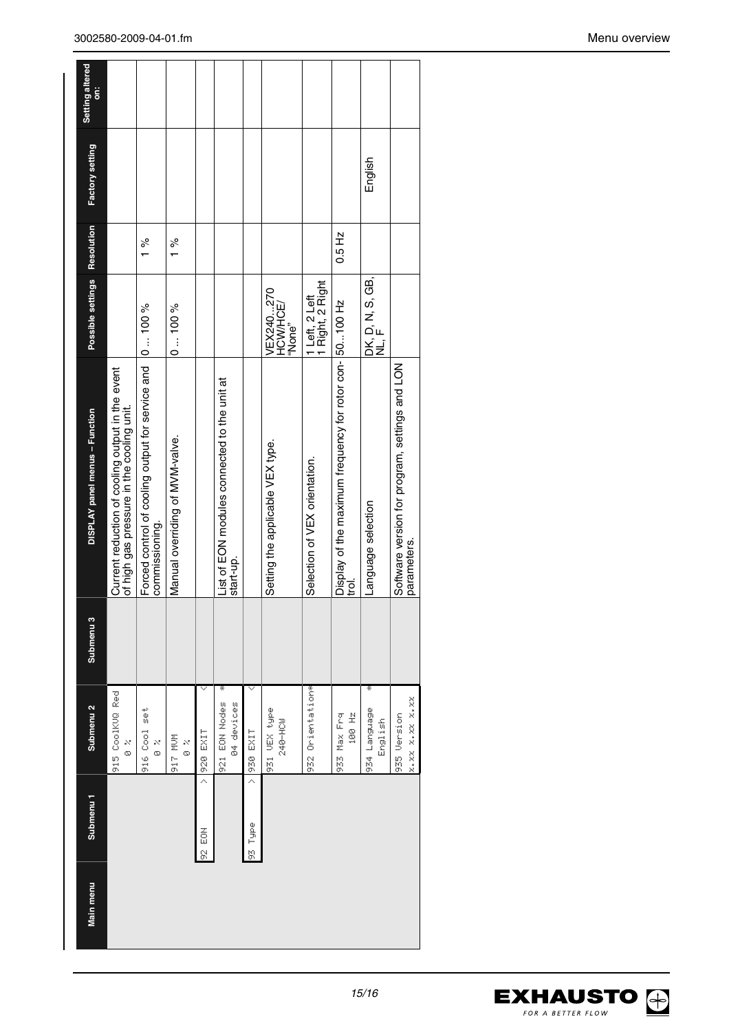| Main menu | Submenu 1 | Submenu 2 | Submenu 3 | DISPLAY panel menus – Function | Possible settings | Resolution | Factory setting | Setting altered on: |
|---|---|---|---|---|---|---|---|---|
| | | 915 CoolKVQ Red 0 % | | Current reduction of cooling output in the event of high gas pressure in the cooling unit. | | | | |
| | | 916 Cool set 0 % | | Forced control of cooling output for service and commissioning. | 0 ... 100 % | 1 % | | |
| | | 917 MVM 0 % | | Manual overriding of MVM-valve. | 0 ... 100 % | 1 % | | |
| | 92 EON > | 920 EXIT < | | | | | | |
| | | 921 EON Nodes * 04 devices | | List of EON modules connected to the unit at start-up. | | | | |
| | 93 Type > | 930 EXIT < | | | | | | |
| | | 931 VEX type 240-HCW | | Setting the applicable VEX type. | VEX240...270 HCW/HCE/ "None" | | | |
| | | 932 Orientation* | | Selection of VEX orientation. | 1 Left, 2 Left 1 Right, 2 Right | | | |
| | | 933 Max Frq 100 Hz | | Display of the maximum frequency for rotor control. | 50...100 Hz | 0.5 Hz | | |
| | | 934 Language * English | | Language selection | DK, D, N, S, GB, NL, F | | English | |
| | | 935 Version x.xx x.xx x.xx | | Software version for program, settings and LON parameters. | | | | |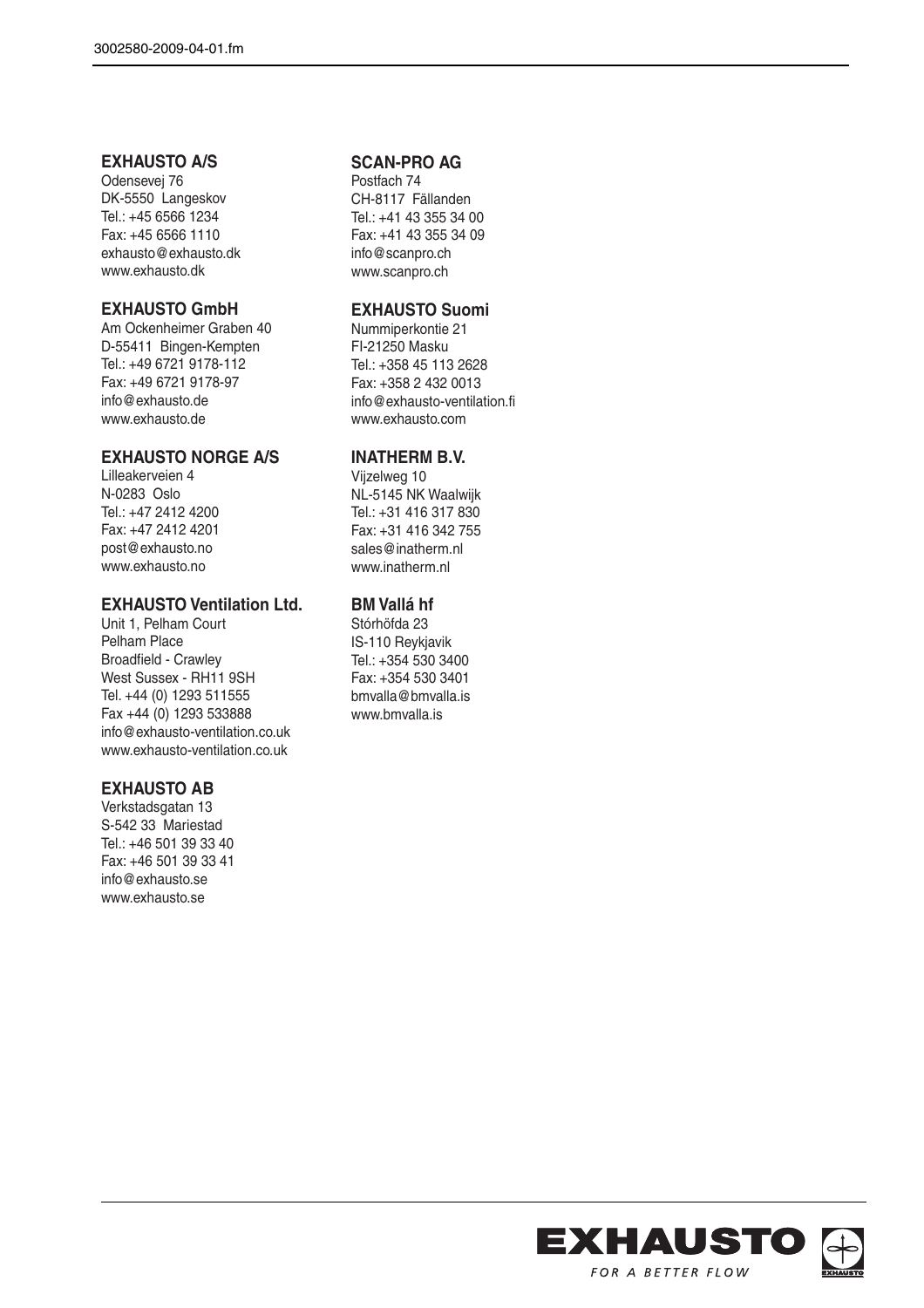**EXHAUSTO A/S**
Odensevej 76
DK-5550 Langeskov
Tel.: +45 6566 1234
Fax: +45 6566 1110
exhausto@exhausto.dk
www.exhausto.dk

**EXHAUSTO GmbH**
Am Ockenheimer Graben 40
D-55411 Bingen-Kempten
Tel.: +49 6721 9178-112
Fax: +49 6721 9178-97
info@exhausto.de
www.exhausto.de

**EXHAUSTO NORGE A/S**
Lilleakerveien 4
N-0283 Oslo
Tel.: +47 2412 4200
Fax: +47 2412 4201
post@exhausto.no
www.exhausto.no

**EXHAUSTO Ventilation Ltd.**
Unit 1, Pelham Court
Pelham Place
Broadfield - Crawley
West Sussex - RH11 9SH
Tel. +44 (0) 1293 511555
Fax +44 (0) 1293 533888
info@exhausto-ventilation.co.uk
www.exhausto-ventilation.co.uk

**EXHAUSTO AB**
Verkstadsgatan 13
S-542 33 Mariestad
Tel.: +46 501 39 33 40
Fax: +46 501 39 33 41
info@exhausto.se
www.exhausto.se

**SCAN-PRO AG**
Postfach 74
CH-8117 Fällanden
Tel.: +41 43 355 34 00
Fax: +41 43 355 34 09
info@scanpro.ch
www.scanpro.ch

**EXHAUSTO Suomi**
Nummiperkontie 21
FI-21250 Masku
Tel.: +358 45 113 2628
Fax: +358 2 432 0013
info@exhausto-ventilation.fi
www.exhausto.com

**INATHERM B.V.**
Vijzelweg 10
NL-5145 NK Waalwijk
Tel.: +31 416 317 830
Fax: +31 416 342 755
sales@inatherm.nl
www.inatherm.nl

**BM Vallá hf**
Stórhöfda 23
IS-110 Reykjavik
Tel.: +354 530 3400
Fax: +354 530 3401
bmvalla@bmvalla.is
www.bmvalla.is

EXHAUSTO
FOR A BETTER FLOW